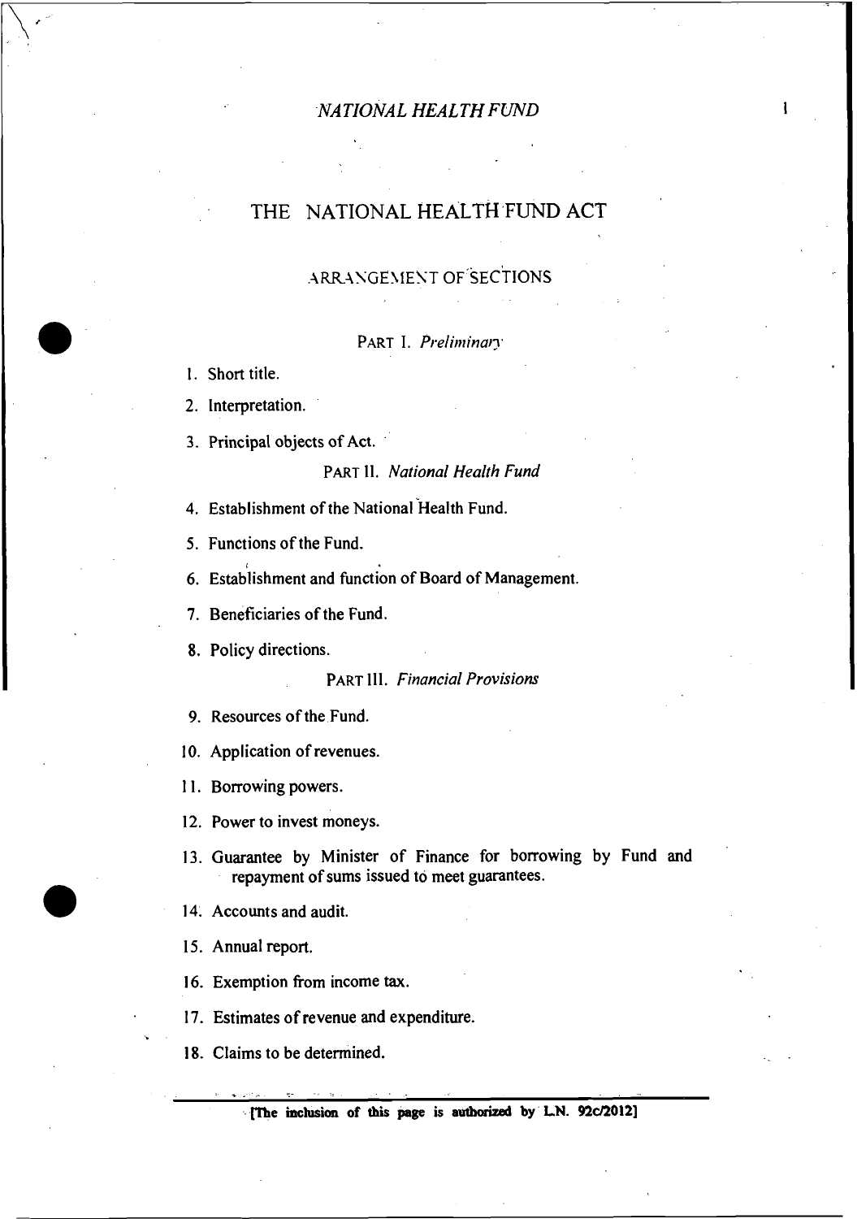# THE NATIONAL HEALTH FUND ACT

## ARRANGEMENT OF SECTIONS

### PART I. *Preliminary*

1. Short title.
2. Interpretation.
3. Principal objects of Act.

### PART II. *National Health Fund*

4. Establishment of the National Health Fund.
5. Functions of the Fund.
6. Establishment and function of Board of Management.
7. Beneficiaries of the Fund.
8. Policy directions.

### PART III. *Financial Provisions*

9. Resources of the Fund.
10. Application of revenues.
11. Borrowing powers.
12. Power to invest moneys.
13. Guarantee by Minister of Finance for borrowing by Fund and repayment of sums issued to meet guarantees.
14. Accounts and audit.
15. Annual report.
16. Exemption from income tax.
17. Estimates of revenue and expenditure.
18. Claims to be determined.

[The inclusion of this page is authorized by L.N. 92c/2012]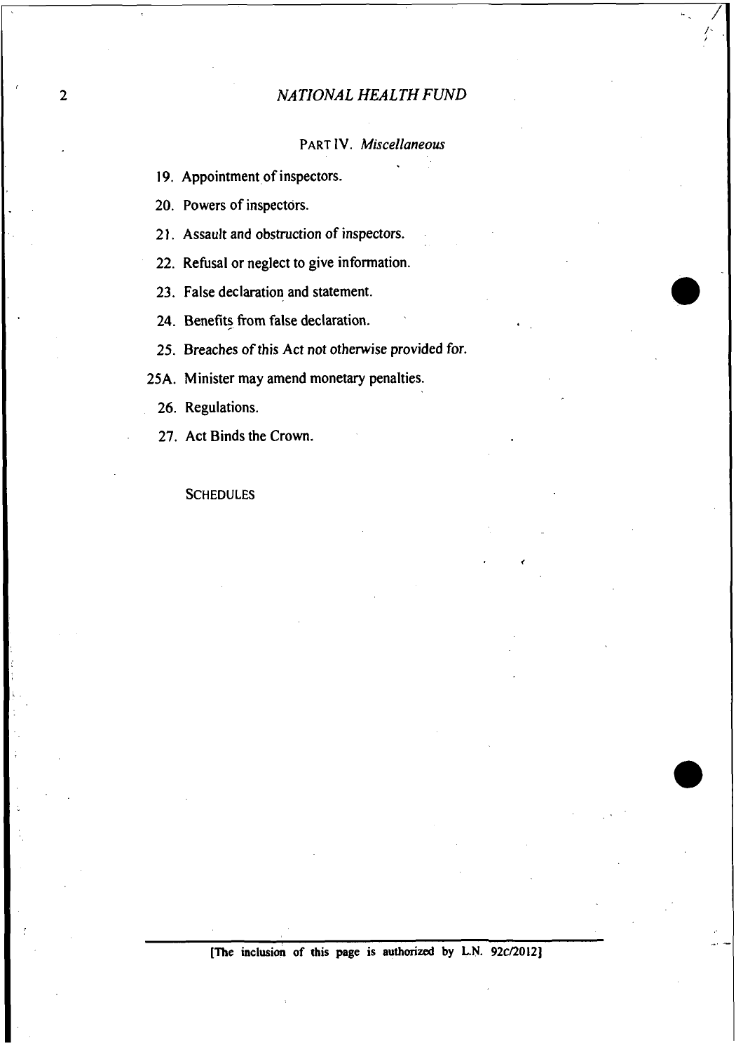PART IV. *Miscellaneous*

19. Appointment of inspectors.

20. Powers of inspectors.

21. Assault and obstruction of inspectors.

22. Refusal or neglect to give information.

23. False declaration and statement.

24. Benefits from false declaration.

25. Breaches of this Act not otherwise provided for.

25A. Minister may amend monetary penalties.

26. Regulations.

27. Act Binds the Crown.

SCHEDULES

[The inclusion of this page is authorized by L.N. 92C/2012]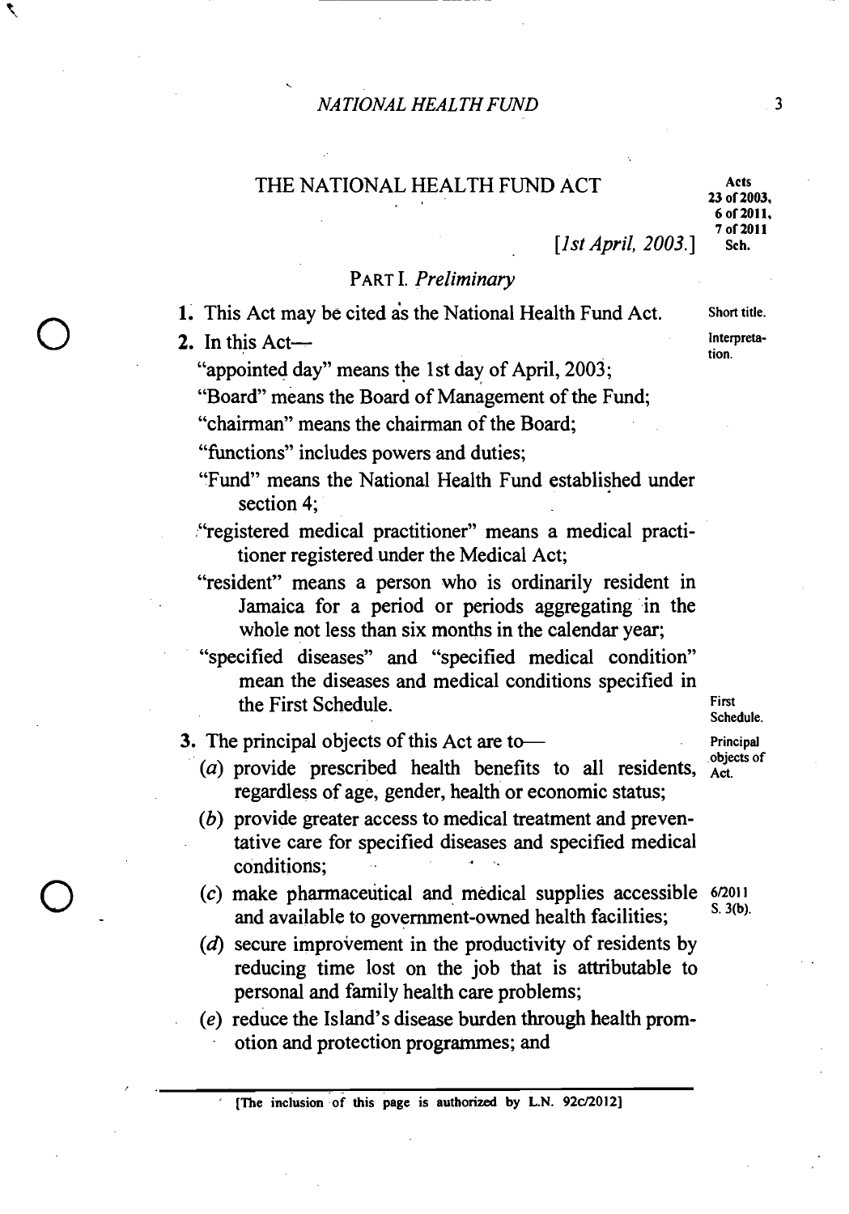# THE NATIONAL HEALTH FUND ACT

Acts 23 of 2003, 6 of 2011, 7 of 2011 Sch.

[*1st April, 2003.*]

## PART I. *Preliminary*

Short title.

**1.** This Act may be cited as the National Health Fund Act.

Interpretation.

**2.** In this Act—

"appointed day" means the 1st day of April, 2003;

"Board" means the Board of Management of the Fund;

"chairman" means the chairman of the Board;

"functions" includes powers and duties;

"Fund" means the National Health Fund established under section 4;

"registered medical practitioner" means a medical practitioner registered under the Medical Act;

"resident" means a person who is ordinarily resident in Jamaica for a period or periods aggregating in the whole not less than six months in the calendar year;

"specified diseases" and "specified medical condition" mean the diseases and medical conditions specified in the First Schedule.

First Schedule.

Principal objects of Act.

**3.** The principal objects of this Act are to—

(*a*) provide prescribed health benefits to all residents, regardless of age, gender, health or economic status;

(*b*) provide greater access to medical treatment and preventative care for specified diseases and specified medical conditions;

(*c*) make pharmaceutical and medical supplies accessible and available to government-owned health facilities;

6/2011 S. 3(b).

(*d*) secure improvement in the productivity of residents by reducing time lost on the job that is attributable to personal and family health care problems;

(*e*) reduce the Island's disease burden through health promotion and protection programmes; and

[The inclusion of this page is authorized by L.N. 92c/2012]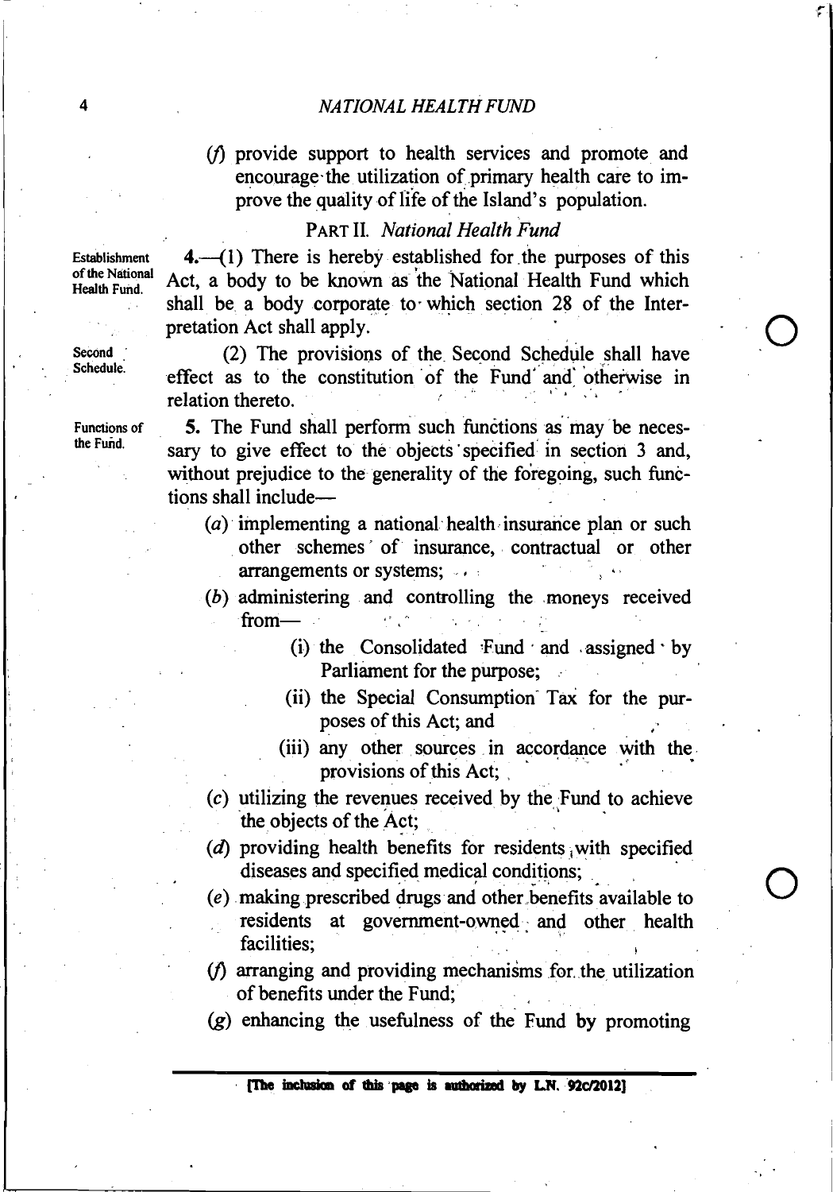(*f*) provide support to health services and promote and encourage the utilization of primary health care to improve the quality of life of the Island's population.

## PART II. *National Health Fund*

Establishment of the National Health Fund.

**4.**—(1) There is hereby established for the purposes of this Act, a body to be known as the National Health Fund which shall be a body corporate to which section 28 of the Interpretation Act shall apply.

Second Schedule.

(2) The provisions of the Second Schedule shall have effect as to the constitution of the Fund and otherwise in relation thereto.

Functions of the Fund.

**5.** The Fund shall perform such functions as may be necessary to give effect to the objects specified in section 3 and, without prejudice to the generality of the foregoing, such functions shall include—

(*a*) implementing a national health insurance plan or such other schemes of insurance, contractual or other arrangements or systems;

(*b*) administering and controlling the moneys received from—

(i) the Consolidated Fund and assigned by Parliament for the purpose;

(ii) the Special Consumption Tax for the purposes of this Act; and

(iii) any other sources in accordance with the provisions of this Act;

(*c*) utilizing the revenues received by the Fund to achieve the objects of the Act;

(*d*) providing health benefits for residents with specified diseases and specified medical conditions;

(*e*) making prescribed drugs and other benefits available to residents at government-owned and other health facilities;

(*f*) arranging and providing mechanisms for the utilization of benefits under the Fund;

(*g*) enhancing the usefulness of the Fund by promoting

[The inclusion of this page is authorized by L.N. 92c/2012]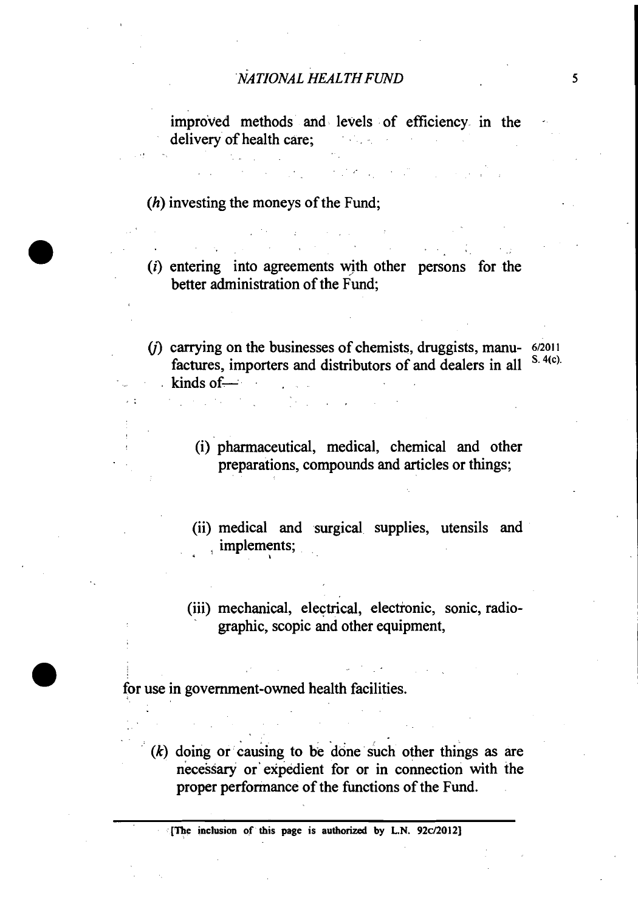improved methods and levels of efficiency in the delivery of health care;

(*h*) investing the moneys of the Fund;

(*i*) entering into agreements with other persons for the better administration of the Fund;

(*j*) carrying on the businesses of chemists, druggists, manufactures, importers and distributors of and dealers in all kinds of— 6/2011 S. 4(c).

(i) pharmaceutical, medical, chemical and other preparations, compounds and articles or things;

(ii) medical and surgical supplies, utensils and implements;

(iii) mechanical, electrical, electronic, sonic, radiographic, scopic and other equipment,

for use in government-owned health facilities.

(*k*) doing or causing to be done such other things as are necessary or expedient for or in connection with the proper performance of the functions of the Fund.

[The inclusion of this page is authorized by L.N. 92c/2012]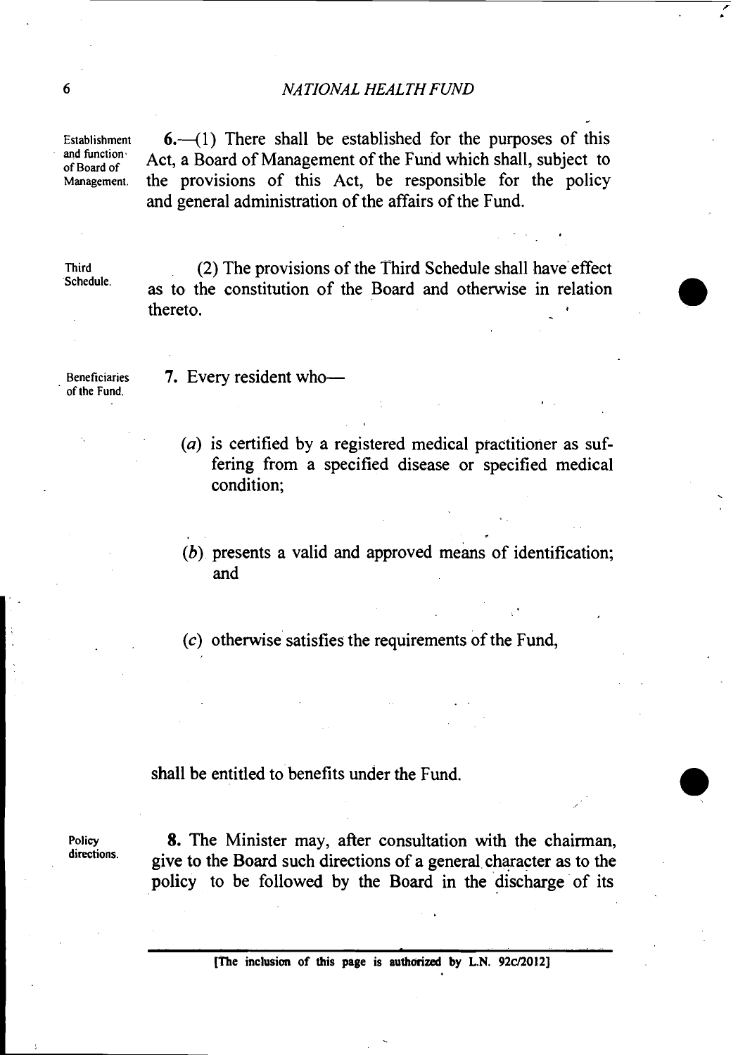Establishment and function of Board of Management.

**6.**—(1) There shall be established for the purposes of this Act, a Board of Management of the Fund which shall, subject to the provisions of this Act, be responsible for the policy and general administration of the affairs of the Fund.

Third Schedule.

(2) The provisions of the Third Schedule shall have effect as to the constitution of the Board and otherwise in relation thereto.

Beneficiaries of the Fund.

**7.** Every resident who—

(*a*) is certified by a registered medical practitioner as suffering from a specified disease or specified medical condition;

(*b*) presents a valid and approved means of identification; and

(*c*) otherwise satisfies the requirements of the Fund,

shall be entitled to benefits under the Fund.

Policy directions.

**8.** The Minister may, after consultation with the chairman, give to the Board such directions of a general character as to the policy to be followed by the Board in the discharge of its

[The inclusion of this page is authorized by L.N. 92c/2012]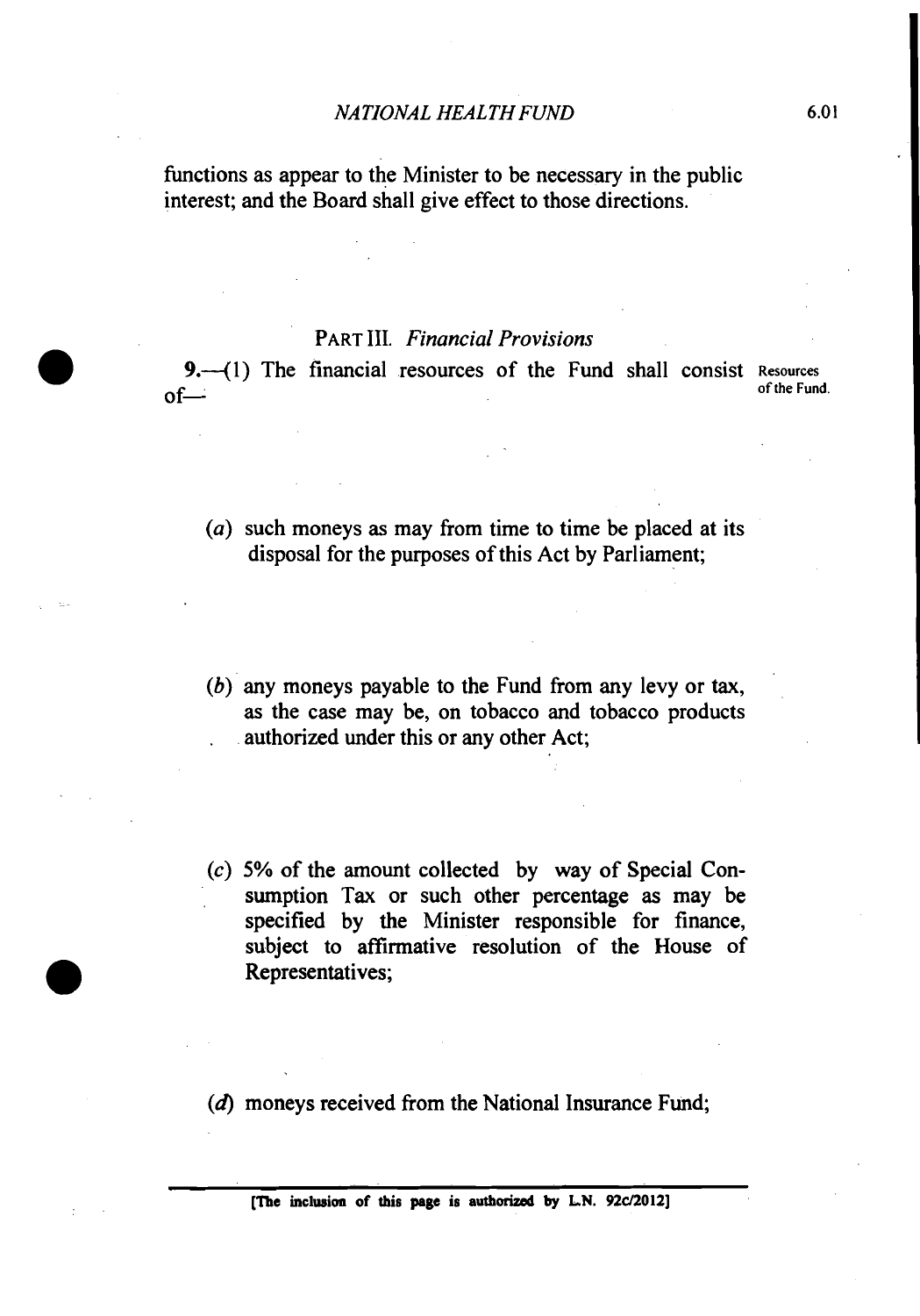functions as appear to the Minister to be necessary in the public interest; and the Board shall give effect to those directions.

## PART III. *Financial Provisions*

Resources of the Fund.

**9.**—(1) The financial resources of the Fund shall consist of—

(*a*) such moneys as may from time to time be placed at its disposal for the purposes of this Act by Parliament;

(*b*) any moneys payable to the Fund from any levy or tax, as the case may be, on tobacco and tobacco products authorized under this or any other Act;

(*c*) 5% of the amount collected by way of Special Consumption Tax or such other percentage as may be specified by the Minister responsible for finance, subject to affirmative resolution of the House of Representatives;

(*d*) moneys received from the National Insurance Fund;

[The inclusion of this page is authorized by L.N. 92c/2012]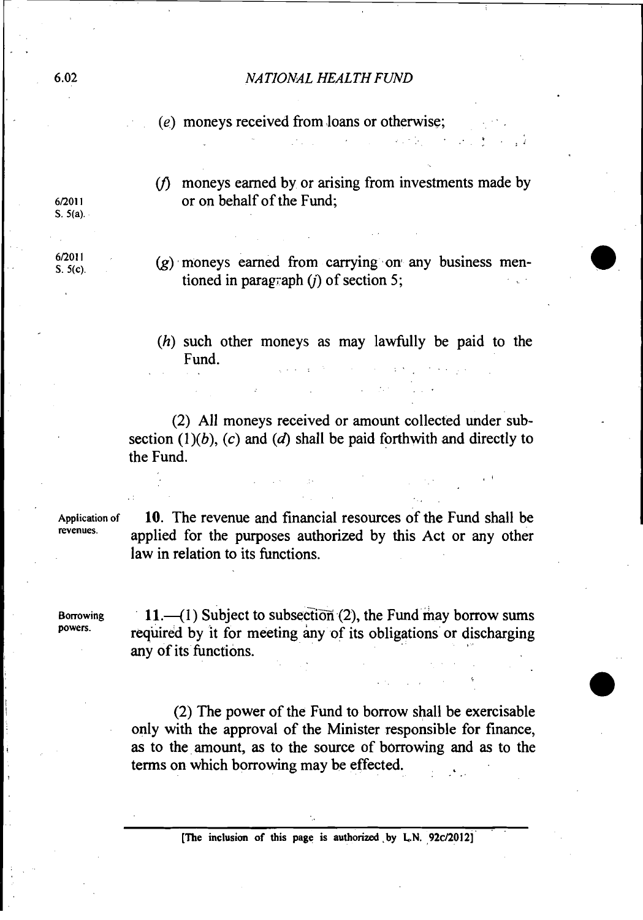(*e*) moneys received from loans or otherwise;

6/2011 S. 5(a).

(*f*) moneys earned by or arising from investments made by or on behalf of the Fund;

6/2011 S. 5(c).

(*g*) moneys earned from carrying on any business mentioned in paragraph (*j*) of section 5;

(*h*) such other moneys as may lawfully be paid to the Fund.

(2) All moneys received or amount collected under subsection (1)(*b*), (*c*) and (*d*) shall be paid forthwith and directly to the Fund.

Application of revenues.

**10**. The revenue and financial resources of the Fund shall be applied for the purposes authorized by this Act or any other law in relation to its functions.

Borrowing powers.

**11**.—(1) Subject to subsection (2), the Fund may borrow sums required by it for meeting any of its obligations or discharging any of its functions.

(2) The power of the Fund to borrow shall be exercisable only with the approval of the Minister responsible for finance, as to the amount, as to the source of borrowing and as to the terms on which borrowing may be effected.

[The inclusion of this page is authorized by L.N. 92c/2012]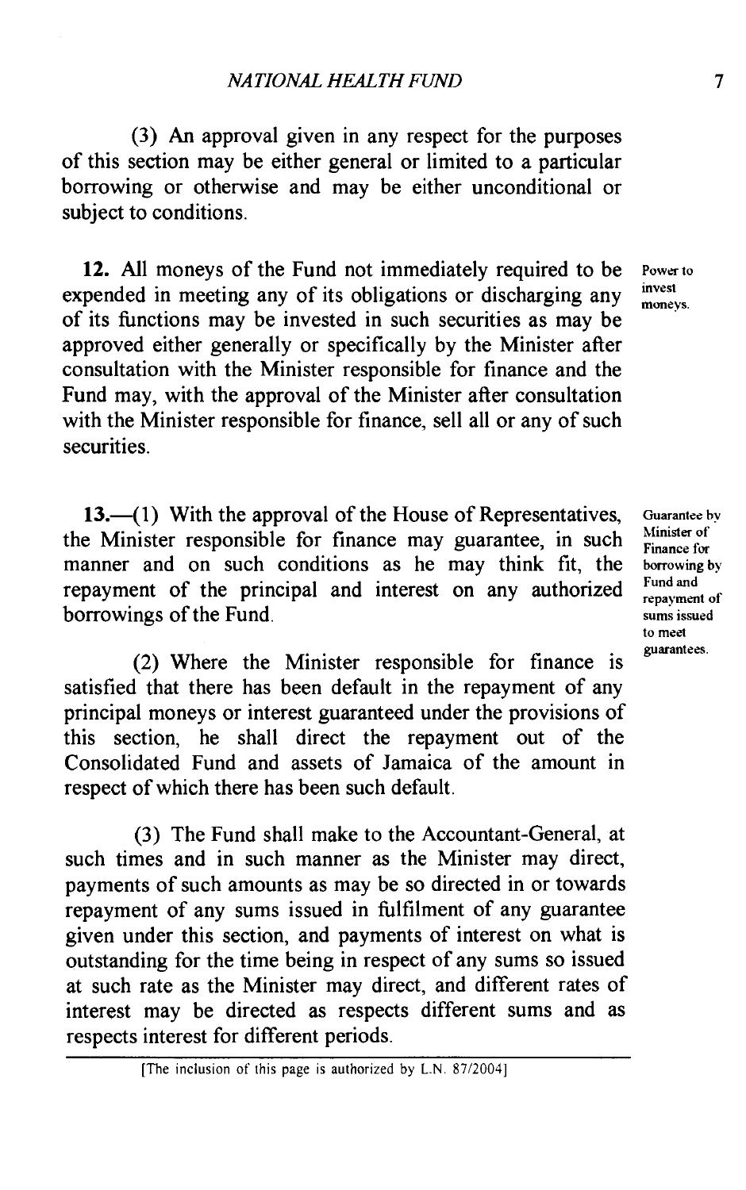(3) An approval given in any respect for the purposes of this section may be either general or limited to a particular borrowing or otherwise and may be either unconditional or subject to conditions.

Power to invest moneys.

**12.** All moneys of the Fund not immediately required to be expended in meeting any of its obligations or discharging any of its functions may be invested in such securities as may be approved either generally or specifically by the Minister after consultation with the Minister responsible for finance and the Fund may, with the approval of the Minister after consultation with the Minister responsible for finance, sell all or any of such securities.

Guarantee by Minister of Finance for borrowing by Fund and repayment of sums issued to meet guarantees.

**13.**—(1) With the approval of the House of Representatives, the Minister responsible for finance may guarantee, in such manner and on such conditions as he may think fit, the repayment of the principal and interest on any authorized borrowings of the Fund.

(2) Where the Minister responsible for finance is satisfied that there has been default in the repayment of any principal moneys or interest guaranteed under the provisions of this section, he shall direct the repayment out of the Consolidated Fund and assets of Jamaica of the amount in respect of which there has been such default.

(3) The Fund shall make to the Accountant-General, at such times and in such manner as the Minister may direct, payments of such amounts as may be so directed in or towards repayment of any sums issued in fulfilment of any guarantee given under this section, and payments of interest on what is outstanding for the time being in respect of any sums so issued at such rate as the Minister may direct, and different rates of interest may be directed as respects different sums and as respects interest for different periods.

[The inclusion of this page is authorized by L.N. 87/2004]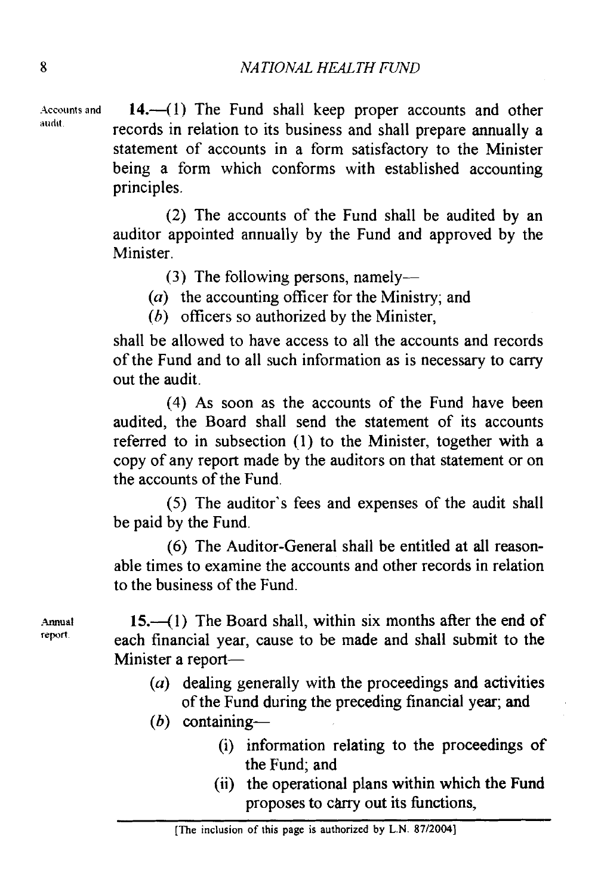Accounts and audit.

**14.**—(1) The Fund shall keep proper accounts and other records in relation to its business and shall prepare annually a statement of accounts in a form satisfactory to the Minister being a form which conforms with established accounting principles.

(2) The accounts of the Fund shall be audited by an auditor appointed annually by the Fund and approved by the Minister.

(3) The following persons, namely—

(*a*) the accounting officer for the Ministry; and

(*b*) officers so authorized by the Minister,

shall be allowed to have access to all the accounts and records of the Fund and to all such information as is necessary to carry out the audit.

(4) As soon as the accounts of the Fund have been audited, the Board shall send the statement of its accounts referred to in subsection (1) to the Minister, together with a copy of any report made by the auditors on that statement or on the accounts of the Fund.

(5) The auditor's fees and expenses of the audit shall be paid by the Fund.

(6) The Auditor-General shall be entitled at all reasonable times to examine the accounts and other records in relation to the business of the Fund.

Annual report.

**15.**—(1) The Board shall, within six months after the end of each financial year, cause to be made and shall submit to the Minister a report—

(*a*) dealing generally with the proceedings and activities of the Fund during the preceding financial year; and

(*b*) containing—

(i) information relating to the proceedings of the Fund; and

(ii) the operational plans within which the Fund proposes to carry out its functions,

[The inclusion of this page is authorized by L.N. 87/2004]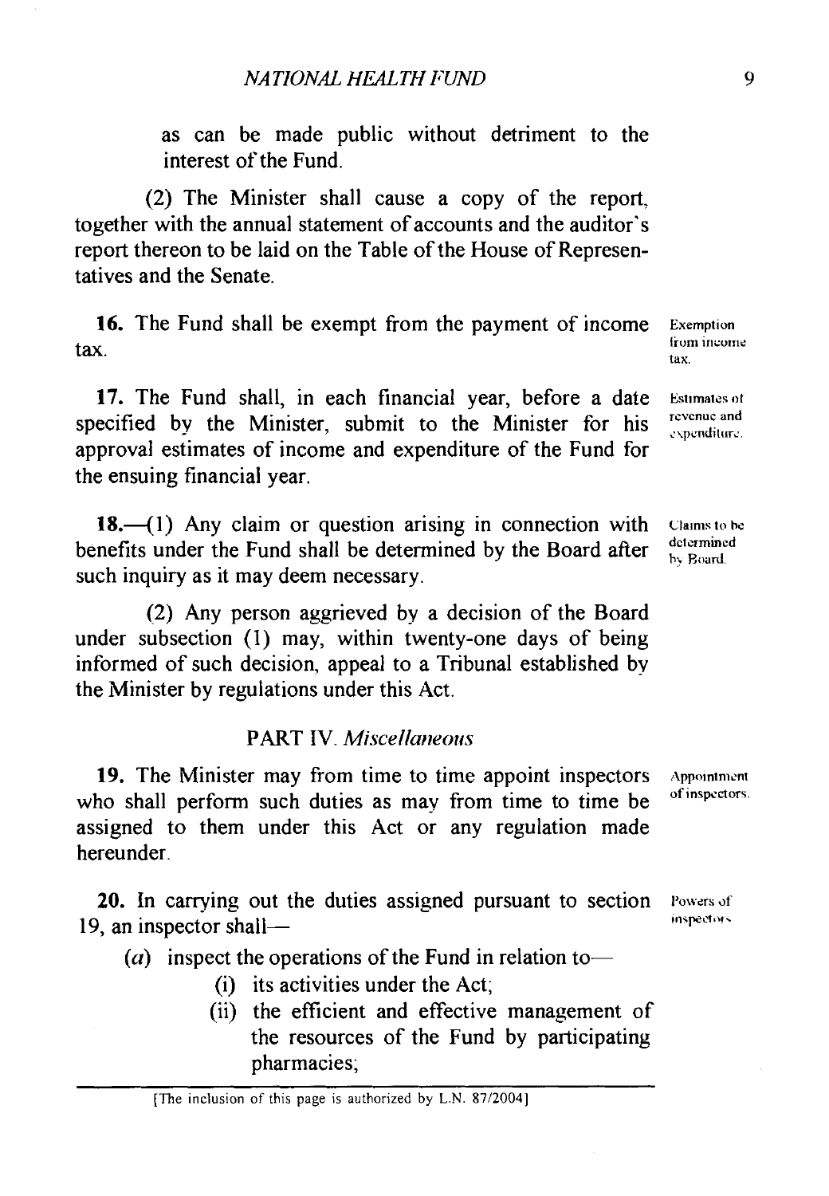as can be made public without detriment to the interest of the Fund.

(2) The Minister shall cause a copy of the report, together with the annual statement of accounts and the auditor's report thereon to be laid on the Table of the House of Representatives and the Senate.

Exemption from income tax.

**16.** The Fund shall be exempt from the payment of income tax.

Estimates of revenue and expenditure.

**17.** The Fund shall, in each financial year, before a date specified by the Minister, submit to the Minister for his approval estimates of income and expenditure of the Fund for the ensuing financial year.

Claims to be determined by Board.

**18.**—(1) Any claim or question arising in connection with benefits under the Fund shall be determined by the Board after such inquiry as it may deem necessary.

(2) Any person aggrieved by a decision of the Board under subsection (1) may, within twenty-one days of being informed of such decision, appeal to a Tribunal established by the Minister by regulations under this Act.

## PART IV. *Miscellaneous*

Appointment of inspectors.

**19.** The Minister may from time to time appoint inspectors who shall perform such duties as may from time to time be assigned to them under this Act or any regulation made hereunder.

Powers of inspectors.

**20.** In carrying out the duties assigned pursuant to section 19, an inspector shall—

(*a*) inspect the operations of the Fund in relation to—

(i) its activities under the Act;

(ii) the efficient and effective management of the resources of the Fund by participating pharmacies;

[The inclusion of this page is authorized by L.N. 87/2004]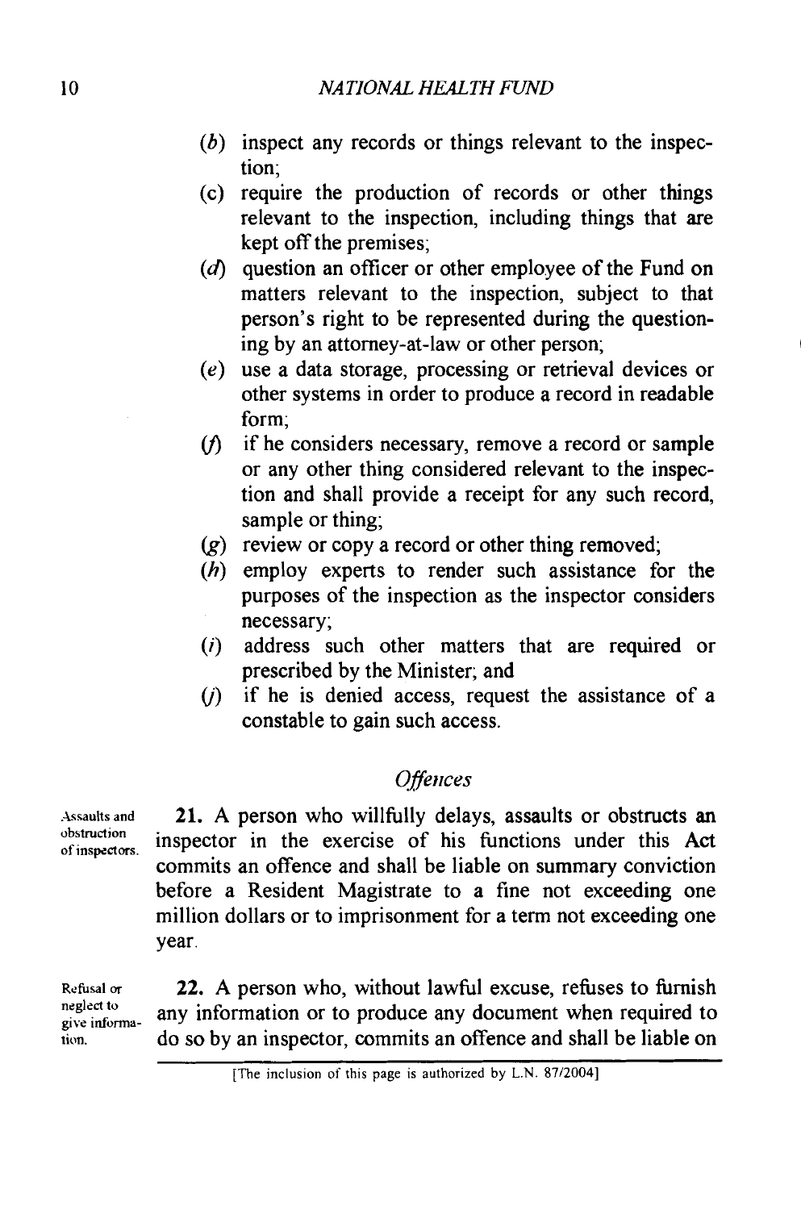(*b*) inspect any records or things relevant to the inspection;

(c) require the production of records or other things relevant to the inspection, including things that are kept off the premises;

(*d*) question an officer or other employee of the Fund on matters relevant to the inspection, subject to that person's right to be represented during the questioning by an attorney-at-law or other person;

(*e*) use a data storage, processing or retrieval devices or other systems in order to produce a record in readable form;

(*f*) if he considers necessary, remove a record or sample or any other thing considered relevant to the inspection and shall provide a receipt for any such record, sample or thing;

(*g*) review or copy a record or other thing removed;

(*h*) employ experts to render such assistance for the purposes of the inspection as the inspector considers necessary;

(*i*) address such other matters that are required or prescribed by the Minister; and

(*j*) if he is denied access, request the assistance of a constable to gain such access.

### *Offences*

Assaults and obstruction of inspectors.

**21.** A person who willfully delays, assaults or obstructs an inspector in the exercise of his functions under this Act commits an offence and shall be liable on summary conviction before a Resident Magistrate to a fine not exceeding one million dollars or to imprisonment for a term not exceeding one year.

Refusal or neglect to give information.

**22.** A person who, without lawful excuse, refuses to furnish any information or to produce any document when required to do so by an inspector, commits an offence and shall be liable on

[The inclusion of this page is authorized by L.N. 87/2004]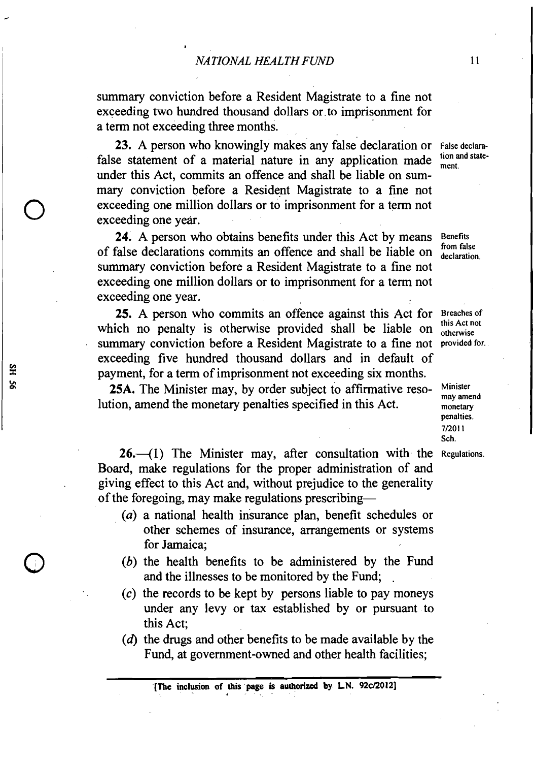summary conviction before a Resident Magistrate to a fine not exceeding two hundred thousand dollars or to imprisonment for a term not exceeding three months.

**23.** A person who knowingly makes any false declaration or false statement of a material nature in any application made under this Act, commits an offence and shall be liable on summary conviction before a Resident Magistrate to a fine not exceeding one million dollars or to imprisonment for a term not exceeding one year.

False declaration and statement.

**24.** A person who obtains benefits under this Act by means of false declarations commits an offence and shall be liable on summary conviction before a Resident Magistrate to a fine not exceeding one million dollars or to imprisonment for a term not exceeding one year.

Benefits from false declaration.

**25.** A person who commits an offence against this Act for which no penalty is otherwise provided shall be liable on summary conviction before a Resident Magistrate to a fine not exceeding five hundred thousand dollars and in default of payment, for a term of imprisonment not exceeding six months.

Breaches of this Act not otherwise provided for.

**25A.** The Minister may, by order subject to affirmative resolution, amend the monetary penalties specified in this Act.

Minister may amend monetary penalties. 7/2011 Sch.

**26.**—(1) The Minister may, after consultation with the Board, make regulations for the proper administration of and giving effect to this Act and, without prejudice to the generality of the foregoing, may make regulations prescribing—

Regulations.

(*a*) a national health insurance plan, benefit schedules or other schemes of insurance, arrangements or systems for Jamaica;

(*b*) the health benefits to be administered by the Fund and the illnesses to be monitored by the Fund;

(*c*) the records to be kept by persons liable to pay moneys under any levy or tax established by or pursuant to this Act;

(*d*) the drugs and other benefits to be made available by the Fund, at government-owned and other health facilities;

[The inclusion of this page is authorized by L.N. 92c/2012]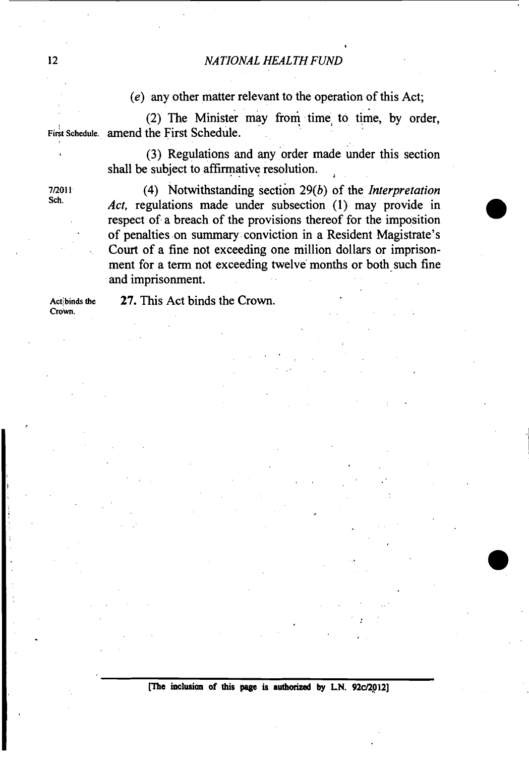(*e*) any other matter relevant to the operation of this Act;

First Schedule. (2) The Minister may from time to time, by order, amend the First Schedule.

(3) Regulations and any order made under this section shall be subject to affirmative resolution.

7/2011 Sch. (4) Notwithstanding section 29(*b*) of the *Interpretation Act*, regulations made under subsection (1) may provide in respect of a breach of the provisions thereof for the imposition of penalties on summary conviction in a Resident Magistrate's Court of a fine not exceeding one million dollars or imprisonment for a term not exceeding twelve months or both such fine and imprisonment.

Act binds the Crown. **27.** This Act binds the Crown.

[The inclusion of this page is authorized by L.N. 92C/2012]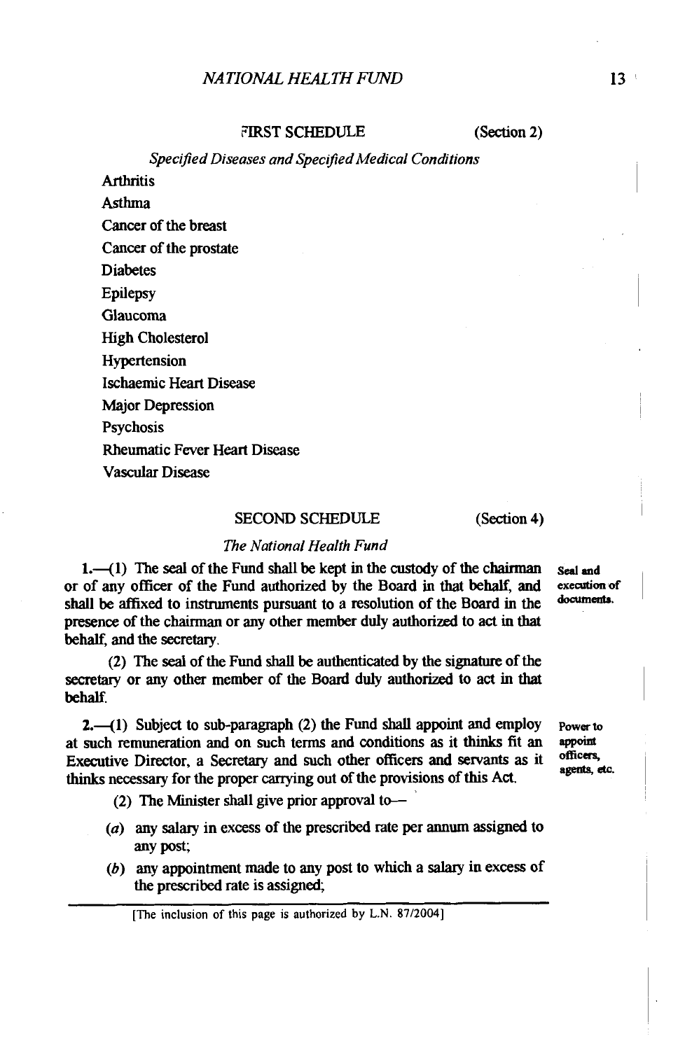## FIRST SCHEDULE (Section 2)

*Specified Diseases and Specified Medical Conditions*

Arthritis

Asthma

Cancer of the breast

Cancer of the prostate

Diabetes

Epilepsy

Glaucoma

High Cholesterol

Hypertension

Ischaemic Heart Disease

Major Depression

Psychosis

Rheumatic Fever Heart Disease

Vascular Disease

## SECOND SCHEDULE (Section 4)

*The National Health Fund*

**Seal and execution of documents.**

**1.**—(1) The seal of the Fund shall be kept in the custody of the chairman or of any officer of the Fund authorized by the Board in that behalf, and shall be affixed to instruments pursuant to a resolution of the Board in the presence of the chairman or any other member duly authorized to act in that behalf, and the secretary.

(2) The seal of the Fund shall be authenticated by the signature of the secretary or any other member of the Board duly authorized to act in that behalf.

**Power to appoint officers, agents, etc.**

**2.**—(1) Subject to sub-paragraph (2) the Fund shall appoint and employ at such remuneration and on such terms and conditions as it thinks fit an Executive Director, a Secretary and such other officers and servants as it thinks necessary for the proper carrying out of the provisions of this Act.

(2) The Minister shall give prior approval to—

(*a*) any salary in excess of the prescribed rate per annum assigned to any post;

(*b*) any appointment made to any post to which a salary in excess of the prescribed rate is assigned;

[The inclusion of this page is authorized by L.N. 87/2004]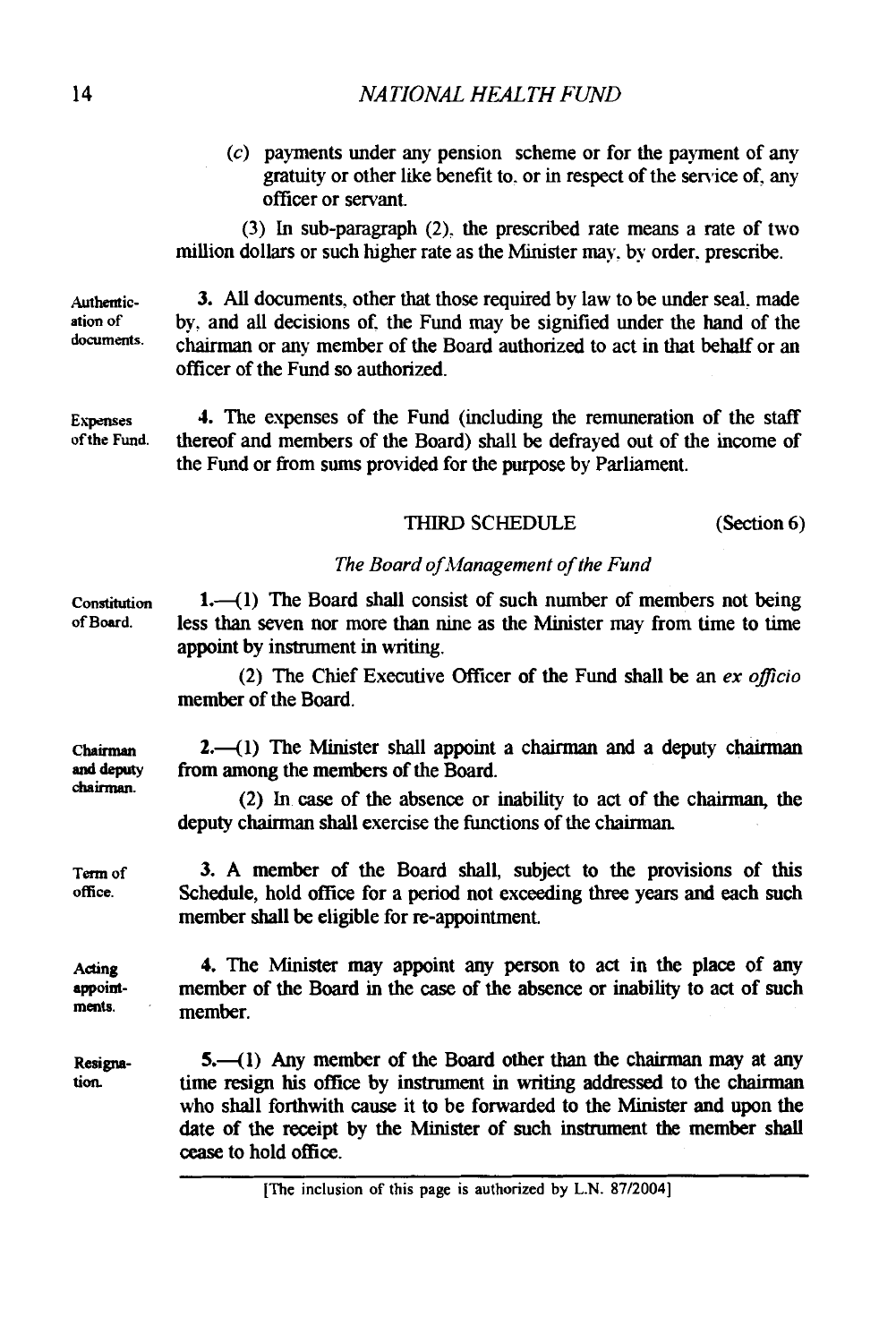(c) payments under any pension scheme or for the payment of any gratuity or other like benefit to, or in respect of the service of, any officer or servant.

(3) In sub-paragraph (2), the prescribed rate means a rate of two million dollars or such higher rate as the Minister may, by order, prescribe.

Authentication of documents.

**3.** All documents, other that those required by law to be under seal, made by, and all decisions of, the Fund may be signified under the hand of the chairman or any member of the Board authorized to act in that behalf or an officer of the Fund so authorized.

Expenses of the Fund.

**4.** The expenses of the Fund (including the remuneration of the staff thereof and members of the Board) shall be defrayed out of the income of the Fund or from sums provided for the purpose by Parliament.

## THIRD SCHEDULE (Section 6)

*The Board of Management of the Fund*

Constitution of Board.

**1.**—(1) The Board shall consist of such number of members not being less than seven nor more than nine as the Minister may from time to time appoint by instrument in writing.

(2) The Chief Executive Officer of the Fund shall be an *ex officio* member of the Board.

Chairman and deputy chairman.

**2.**—(1) The Minister shall appoint a chairman and a deputy chairman from among the members of the Board.

(2) In case of the absence or inability to act of the chairman, the deputy chairman shall exercise the functions of the chairman.

Term of office.

**3.** A member of the Board shall, subject to the provisions of this Schedule, hold office for a period not exceeding three years and each such member shall be eligible for re-appointment.

Acting appointments.

**4.** The Minister may appoint any person to act in the place of any member of the Board in the case of the absence or inability to act of such member.

Resignation.

**5.**—(1) Any member of the Board other than the chairman may at any time resign his office by instrument in writing addressed to the chairman who shall forthwith cause it to be forwarded to the Minister and upon the date of the receipt by the Minister of such instrument the member shall cease to hold office.

[The inclusion of this page is authorized by L.N. 87/2004]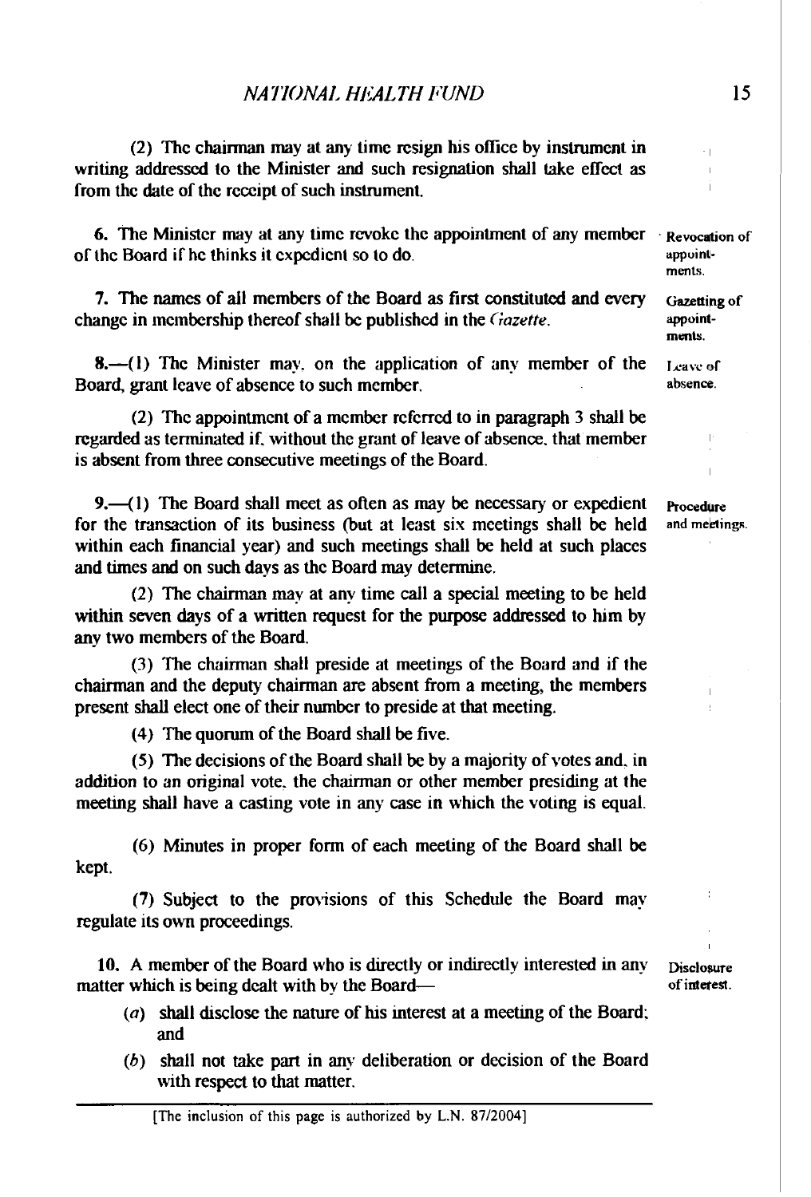(2) The chairman may at any time resign his office by instrument in writing addressed to the Minister and such resignation shall take effect as from the date of the receipt of such instrument.

Revocation of appointments.

**6.** The Minister may at any time revoke the appointment of any member of the Board if he thinks it expedient so to do.

Gazetting of appointments.

**7.** The names of all members of the Board as first constituted and every change in membership thereof shall be published in the *Gazette*.

Leave of absence.

**8.**—(1) The Minister may, on the application of any member of the Board, grant leave of absence to such member.

(2) The appointment of a member referred to in paragraph 3 shall be regarded as terminated if, without the grant of leave of absence, that member is absent from three consecutive meetings of the Board.

Procedure and meetings.

**9.**—(1) The Board shall meet as often as may be necessary or expedient for the transaction of its business (but at least six meetings shall be held within each financial year) and such meetings shall be held at such places and times and on such days as the Board may determine.

(2) The chairman may at any time call a special meeting to be held within seven days of a written request for the purpose addressed to him by any two members of the Board.

(3) The chairman shall preside at meetings of the Board and if the chairman and the deputy chairman are absent from a meeting, the members present shall elect one of their number to preside at that meeting.

(4) The quorum of the Board shall be five.

(5) The decisions of the Board shall be by a majority of votes and, in addition to an original vote, the chairman or other member presiding at the meeting shall have a casting vote in any case in which the voting is equal.

(6) Minutes in proper form of each meeting of the Board shall be kept.

(7) Subject to the provisions of this Schedule the Board may regulate its own proceedings.

Disclosure of interest.

**10.** A member of the Board who is directly or indirectly interested in any matter which is being dealt with by the Board—

(*a*) shall disclose the nature of his interest at a meeting of the Board; and

(*b*) shall not take part in any deliberation or decision of the Board with respect to that matter.

[The inclusion of this page is authorized by L.N. 87/2004]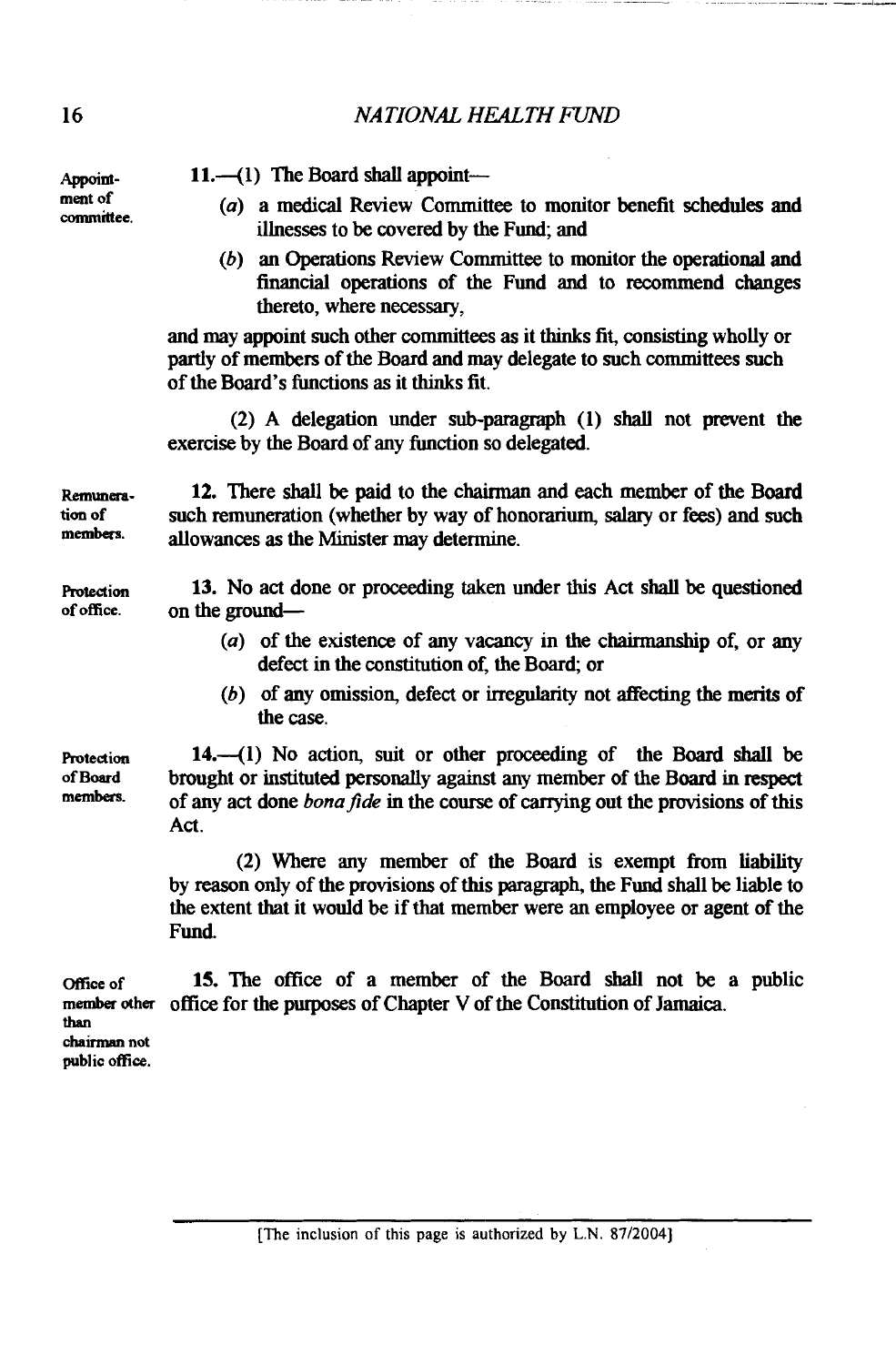Appointment of committee.

**11.**—(1) The Board shall appoint—

(*a*) a medical Review Committee to monitor benefit schedules and illnesses to be covered by the Fund; and

(*b*) an Operations Review Committee to monitor the operational and financial operations of the Fund and to recommend changes thereto, where necessary,

and may appoint such other committees as it thinks fit, consisting wholly or partly of members of the Board and may delegate to such committees such of the Board's functions as it thinks fit.

(2) A delegation under sub-paragraph (1) shall not prevent the exercise by the Board of any function so delegated.

Remuneration of members.

**12.** There shall be paid to the chairman and each member of the Board such remuneration (whether by way of honorarium, salary or fees) and such allowances as the Minister may determine.

Protection of office.

**13.** No act done or proceeding taken under this Act shall be questioned on the ground—

(*a*) of the existence of any vacancy in the chairmanship of, or any defect in the constitution of, the Board; or

(*b*) of any omission, defect or irregularity not affecting the merits of the case.

Protection of Board members.

**14.**—(1) No action, suit or other proceeding of the Board shall be brought or instituted personally against any member of the Board in respect of any act done *bona fide* in the course of carrying out the provisions of this Act.

(2) Where any member of the Board is exempt from liability by reason only of the provisions of this paragraph, the Fund shall be liable to the extent that it would be if that member were an employee or agent of the Fund.

Office of member other than chairman not public office.

**15.** The office of a member of the Board shall not be a public office for the purposes of Chapter V of the Constitution of Jamaica.

[The inclusion of this page is authorized by L.N. 87/2004]